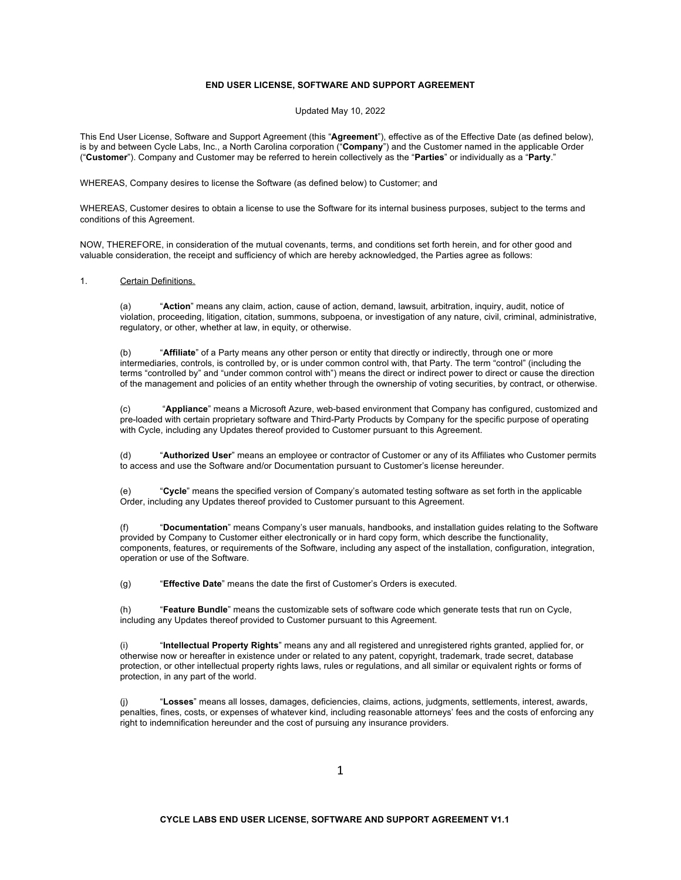# END USER LICENSE, SOFTWARE AND SUPPORT AGREEMENT

Updated May 10, 2022

This End User License, Software and Support Agreement (this "**Agreement**"), effective as of the Effective Date (as defined below), is by and between Cycle Labs, Inc., a North Carolina corporation ("**Company**") and the Customer named in the applicable Order ("**Customer**"). Company and Customer may be referred to herein collectively as the "**Parties**" or individually as a "**Party**."

WHEREAS, Company desires to license the Software (as defined below) to Customer; and

WHEREAS, Customer desires to obtain a license to use the Software for its internal business purposes, subject to the terms and conditions of this Agreement.

NOW, THEREFORE, in consideration of the mutual covenants, terms, and conditions set forth herein, and for other good and valuable consideration, the receipt and sufficiency of which are hereby acknowledged, the Parties agree as follows:

1. Certain Definitions.

(a) "**Action**" means any claim, action, cause of action, demand, lawsuit, arbitration, inquiry, audit, notice of violation, proceeding, litigation, citation, summons, subpoena, or investigation of any nature, civil, criminal, administrative, regulatory, or other, whether at law, in equity, or otherwise.

(b) "**Affiliate**" of a Party means any other person or entity that directly or indirectly, through one or more intermediaries, controls, is controlled by, or is under common control with, that Party. The term "control" (including the terms "controlled by" and "under common control with") means the direct or indirect power to direct or cause the direction of the management and policies of an entity whether through the ownership of voting securities, by contract, or otherwise.

(c) "**Appliance**" means a Microsoft Azure, web-based environment that Company has configured, customized and pre-loaded with certain proprietary software and Third-Party Products by Company for the specific purpose of operating with Cycle, including any Updates thereof provided to Customer pursuant to this Agreement.

(d) "**Authorized User**" means an employee or contractor of Customer or any of its Affiliates who Customer permits to access and use the Software and/or Documentation pursuant to Customer's license hereunder.

(e) "**Cycle**" means the specified version of Company's automated testing software as set forth in the applicable Order, including any Updates thereof provided to Customer pursuant to this Agreement.

(f) "**Documentation**" means Company's user manuals, handbooks, and installation guides relating to the Software provided by Company to Customer either electronically or in hard copy form, which describe the functionality, components, features, or requirements of the Software, including any aspect of the installation, configuration, integration, operation or use of the Software.

(g) "**Effective Date**" means the date the first of Customer's Orders is executed.

(h) "**Feature Bundle**" means the customizable sets of software code which generate tests that run on Cycle, including any Updates thereof provided to Customer pursuant to this Agreement.

(i) "**Intellectual Property Rights**" means any and all registered and unregistered rights granted, applied for, or otherwise now or hereafter in existence under or related to any patent, copyright, trademark, trade secret, database protection, or other intellectual property rights laws, rules or regulations, and all similar or equivalent rights or forms of protection, in any part of the world.

(j) "**Losses**" means all losses, damages, deficiencies, claims, actions, judgments, settlements, interest, awards, penalties, fines, costs, or expenses of whatever kind, including reasonable attorneys' fees and the costs of enforcing any right to indemnification hereunder and the cost of pursuing any insurance providers.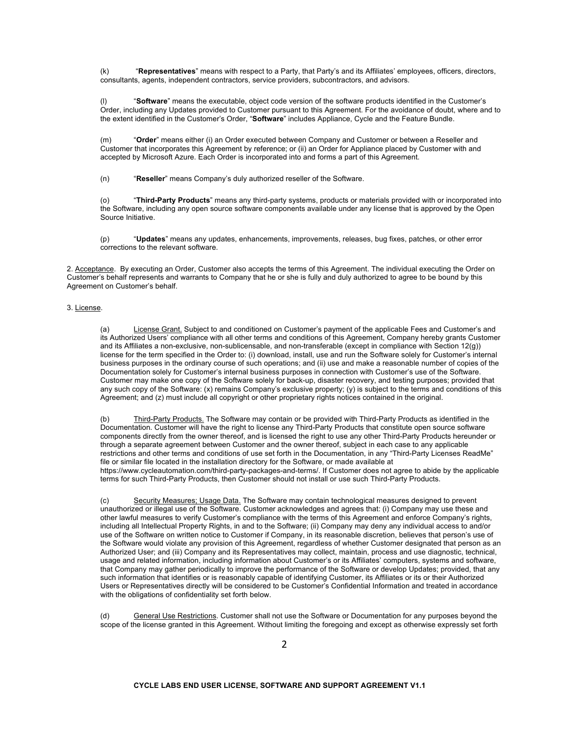(k) "**Representatives**" means with respect to a Party, that Party's and its Affiliates' employees, officers, directors, consultants, agents, independent contractors, service providers, subcontractors, and advisors.

(l) "**Software**" means the executable, object code version of the software products identified in the Customer's Order, including any Updates provided to Customer pursuant to this Agreement. For the avoidance of doubt, where and to the extent identified in the Customer's Order, "**Software**" includes Appliance, Cycle and the Feature Bundle.

(m) "**Order**" means either (i) an Order executed between Company and Customer or between a Reseller and Customer that incorporates this Agreement by reference; or (ii) an Order for Appliance placed by Customer with and accepted by Microsoft Azure. Each Order is incorporated into and forms a part of this Agreement.

(n) "**Reseller**" means Company's duly authorized reseller of the Software.

(o) "**Third-Party Products**" means any third-party systems, products or materials provided with or incorporated into the Software, including any open source software components available under any license that is approved by the Open Source Initiative.

(p) "**Updates**" means any updates, enhancements, improvements, releases, bug fixes, patches, or other error corrections to the relevant software.

2. Acceptance. By executing an Order, Customer also accepts the terms of this Agreement. The individual executing the Order on Customer's behalf represents and warrants to Company that he or she is fully and duly authorized to agree to be bound by this Agreement on Customer's behalf.

3. License.

(a) License Grant. Subject to and conditioned on Customer's payment of the applicable Fees and Customer's and its Authorized Users' compliance with all other terms and conditions of this Agreement, Company hereby grants Customer and its Affiliates a non-exclusive, non-sublicensable, and non-transferable (except in compliance with Section 12(g)) license for the term specified in the Order to: (i) download, install, use and run the Software solely for Customer's internal business purposes in the ordinary course of such operations; and (ii) use and make a reasonable number of copies of the Documentation solely for Customer's internal business purposes in connection with Customer's use of the Software. Customer may make one copy of the Software solely for back-up, disaster recovery, and testing purposes; provided that any such copy of the Software: (x) remains Company's exclusive property; (y) is subject to the terms and conditions of this Agreement; and (z) must include all copyright or other proprietary rights notices contained in the original.

(b) Third-Party Products. The Software may contain or be provided with Third-Party Products as identified in the Documentation. Customer will have the right to license any Third-Party Products that constitute open source software components directly from the owner thereof, and is licensed the right to use any other Third-Party Products hereunder or through a separate agreement between Customer and the owner thereof, subject in each case to any applicable restrictions and other terms and conditions of use set forth in the Documentation, in any "Third-Party Licenses ReadMe" file or similar file located in the installation directory for the Software, or made available at https://www.cycleautomation.com/third-party-packages-and-terms/. If Customer does not agree to abide by the applicable terms for such Third-Party Products, then Customer should not install or use such Third-Party Products.

(c) Security Measures; Usage Data. The Software may contain technological measures designed to prevent unauthorized or illegal use of the Software. Customer acknowledges and agrees that: (i) Company may use these and other lawful measures to verify Customer's compliance with the terms of this Agreement and enforce Company's rights, including all Intellectual Property Rights, in and to the Software; (ii) Company may deny any individual access to and/or use of the Software on written notice to Customer if Company, in its reasonable discretion, believes that person's use of the Software would violate any provision of this Agreement, regardless of whether Customer designated that person as an Authorized User; and (iii) Company and its Representatives may collect, maintain, process and use diagnostic, technical, usage and related information, including information about Customer's or its Affiliates' computers, systems and software, that Company may gather periodically to improve the performance of the Software or develop Updates; provided, that any such information that identifies or is reasonably capable of identifying Customer, its Affiliates or its or their Authorized Users or Representatives directly will be considered to be Customer's Confidential Information and treated in accordance with the obligations of confidentiality set forth below.

(d) General Use Restrictions. Customer shall not use the Software or Documentation for any purposes beyond the scope of the license granted in this Agreement. Without limiting the foregoing and except as otherwise expressly set forth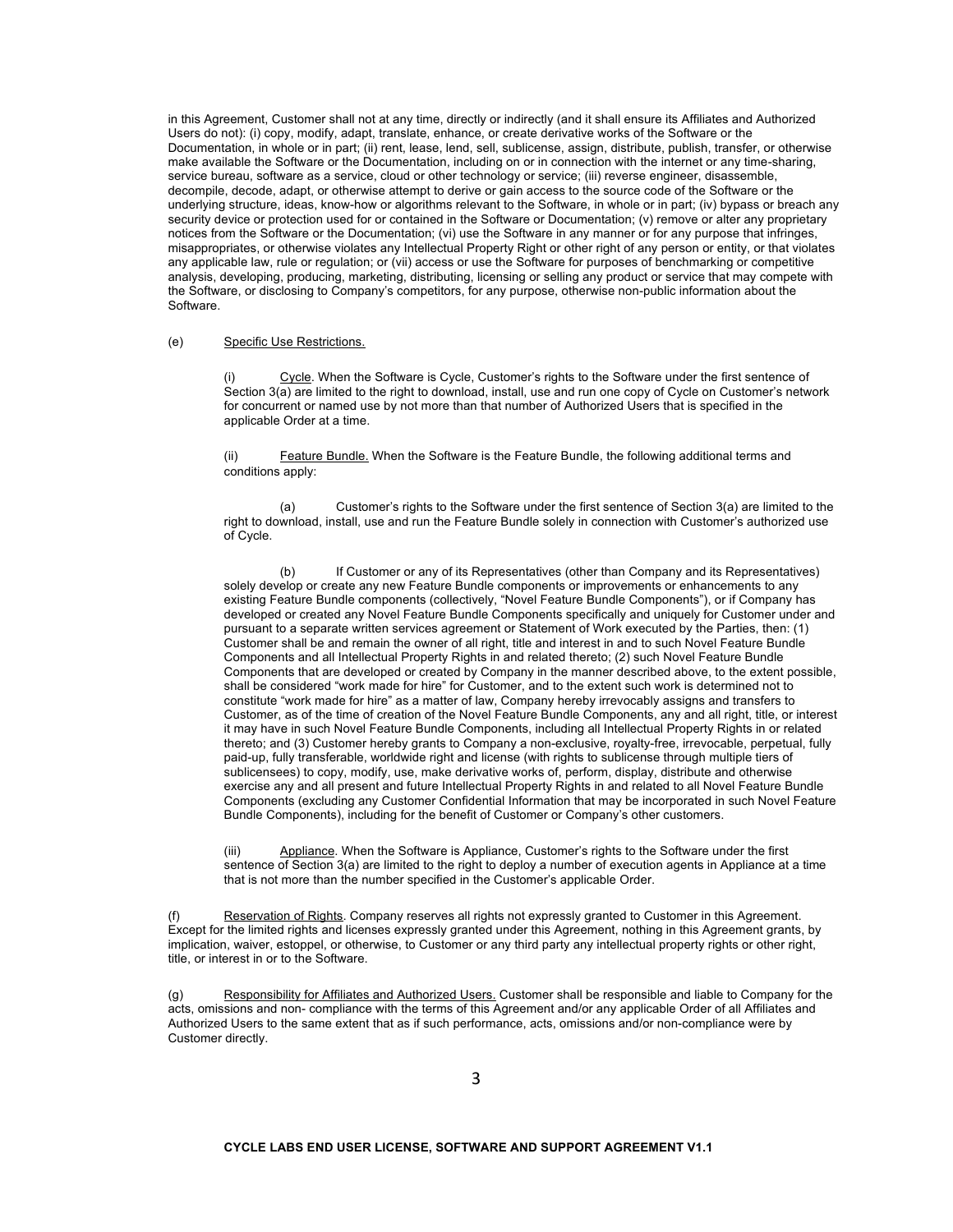in this Agreement, Customer shall not at any time, directly or indirectly (and it shall ensure its Affiliates and Authorized Users do not): (i) copy, modify, adapt, translate, enhance, or create derivative works of the Software or the Documentation, in whole or in part; (ii) rent, lease, lend, sell, sublicense, assign, distribute, publish, transfer, or otherwise make available the Software or the Documentation, including on or in connection with the internet or any time-sharing, service bureau, software as a service, cloud or other technology or service; (iii) reverse engineer, disassemble, decompile, decode, adapt, or otherwise attempt to derive or gain access to the source code of the Software or the underlying structure, ideas, know-how or algorithms relevant to the Software, in whole or in part; (iv) bypass or breach any security device or protection used for or contained in the Software or Documentation; (v) remove or alter any proprietary notices from the Software or the Documentation; (vi) use the Software in any manner or for any purpose that infringes, misappropriates, or otherwise violates any Intellectual Property Right or other right of any person or entity, or that violates any applicable law, rule or regulation; or (vii) access or use the Software for purposes of benchmarking or competitive analysis, developing, producing, marketing, distributing, licensing or selling any product or service that may compete with the Software, or disclosing to Company's competitors, for any purpose, otherwise non-public information about the Software.

(e) Specific Use Restrictions.

(i) Cycle. When the Software is Cycle, Customer's rights to the Software under the first sentence of Section 3(a) are limited to the right to download, install, use and run one copy of Cycle on Customer's network for concurrent or named use by not more than that number of Authorized Users that is specified in the applicable Order at a time.

(ii) Feature Bundle. When the Software is the Feature Bundle, the following additional terms and conditions apply:

(a) Customer's rights to the Software under the first sentence of Section 3(a) are limited to the right to download, install, use and run the Feature Bundle solely in connection with Customer's authorized use of Cycle.

(b) If Customer or any of its Representatives (other than Company and its Representatives) solely develop or create any new Feature Bundle components or improvements or enhancements to any existing Feature Bundle components (collectively, "Novel Feature Bundle Components"), or if Company has developed or created any Novel Feature Bundle Components specifically and uniquely for Customer under and pursuant to a separate written services agreement or Statement of Work executed by the Parties, then: (1) Customer shall be and remain the owner of all right, title and interest in and to such Novel Feature Bundle Components and all Intellectual Property Rights in and related thereto; (2) such Novel Feature Bundle Components that are developed or created by Company in the manner described above, to the extent possible, shall be considered "work made for hire" for Customer, and to the extent such work is determined not to constitute "work made for hire" as a matter of law, Company hereby irrevocably assigns and transfers to Customer, as of the time of creation of the Novel Feature Bundle Components, any and all right, title, or interest it may have in such Novel Feature Bundle Components, including all Intellectual Property Rights in or related thereto; and (3) Customer hereby grants to Company a non-exclusive, royalty-free, irrevocable, perpetual, fully paid-up, fully transferable, worldwide right and license (with rights to sublicense through multiple tiers of sublicensees) to copy, modify, use, make derivative works of, perform, display, distribute and otherwise exercise any and all present and future Intellectual Property Rights in and related to all Novel Feature Bundle Components (excluding any Customer Confidential Information that may be incorporated in such Novel Feature Bundle Components), including for the benefit of Customer or Company's other customers.

(iii) Appliance. When the Software is Appliance, Customer's rights to the Software under the first sentence of Section 3(a) are limited to the right to deploy a number of execution agents in Appliance at a time that is not more than the number specified in the Customer's applicable Order.

(f) Reservation of Rights. Company reserves all rights not expressly granted to Customer in this Agreement. Except for the limited rights and licenses expressly granted under this Agreement, nothing in this Agreement grants, by implication, waiver, estoppel, or otherwise, to Customer or any third party any intellectual property rights or other right, title, or interest in or to the Software.

(g) Responsibility for Affiliates and Authorized Users. Customer shall be responsible and liable to Company for the acts, omissions and non- compliance with the terms of this Agreement and/or any applicable Order of all Affiliates and Authorized Users to the same extent that as if such performance, acts, omissions and/or non-compliance were by Customer directly.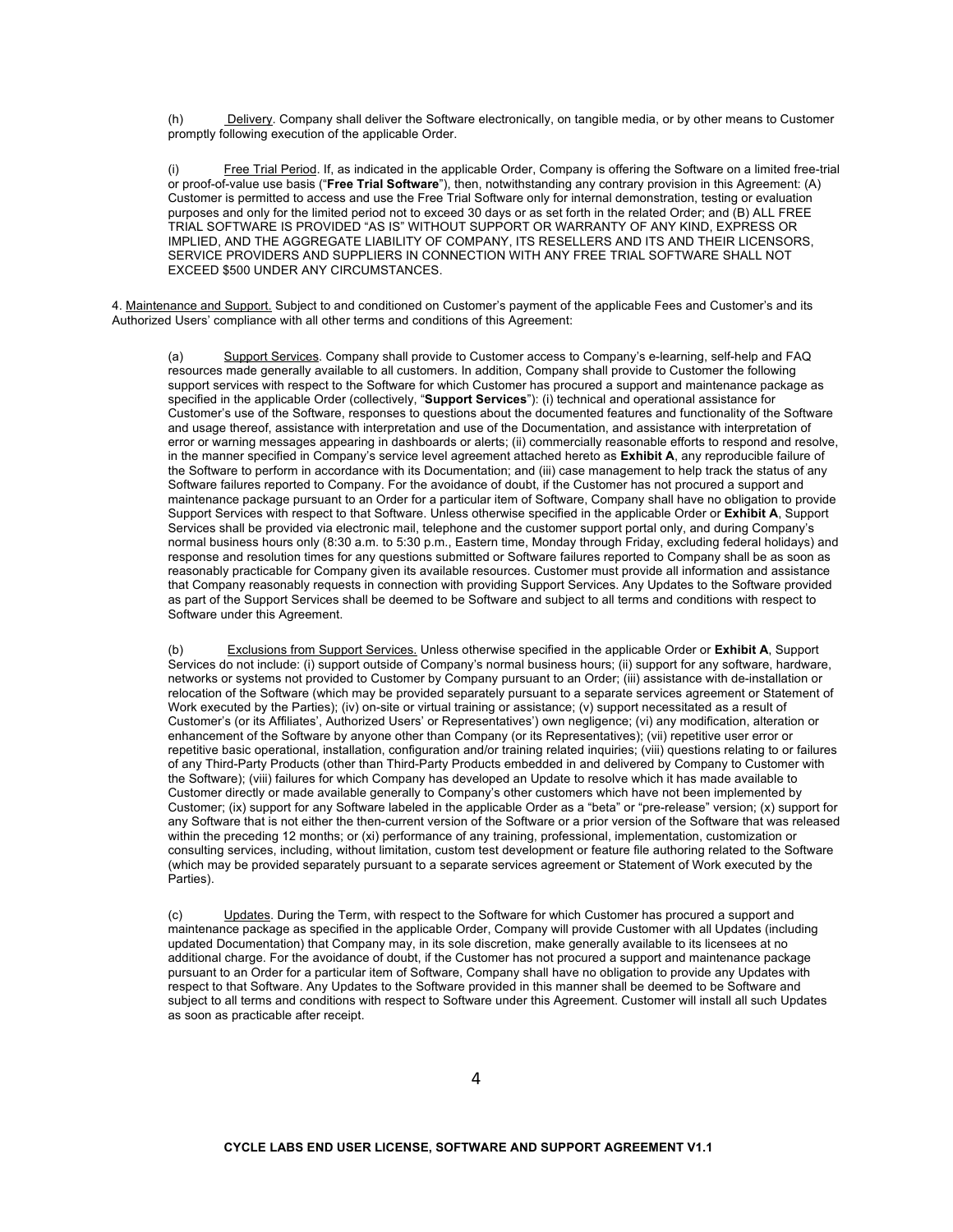(h) <u>Delivery</u>. Company shall deliver the Software electronically, on tangible media, or by other means to Customer promptly following execution of the applicable Order.

(i) <u>Free Trial Period</u>. If, as indicated in the applicable Order, Company is offering the Software on a limited free-trial or proof-of-value use basis ("**Free Trial Software**"), then, notwithstanding any contrary provision in this Agreement: (A) Customer is permitted to access and use the Free Trial Software only for internal demonstration, testing or evaluation purposes and only for the limited period not to exceed 30 days or as set forth in the related Order; and (B) ALL FREE TRIAL SOFTWARE IS PROVIDED "AS IS" WITHOUT SUPPORT OR WARRANTY OF ANY KIND, EXPRESS OR IMPLIED, AND THE AGGREGATE LIABILITY OF COMPANY, ITS RESELLERS AND ITS AND THEIR LICENSORS, SERVICE PROVIDERS AND SUPPLIERS IN CONNECTION WITH ANY FREE TRIAL SOFTWARE SHALL NOT EXCEED $500 UNDER ANY CIRCUMSTANCES.

4. <u>Maintenance and Support.</u> Subject to and conditioned on Customer's payment of the applicable Fees and Customer's and its Authorized Users' compliance with all other terms and conditions of this Agreement:

(a) <u>Support Services</u>. Company shall provide to Customer access to Company's e-learning, self-help and FAQ resources made generally available to all customers. In addition, Company shall provide to Customer the following support services with respect to the Software for which Customer has procured a support and maintenance package as specified in the applicable Order (collectively, "**Support Services**"): (i) technical and operational assistance for Customer's use of the Software, responses to questions about the documented features and functionality of the Software and usage thereof, assistance with interpretation and use of the Documentation, and assistance with interpretation of error or warning messages appearing in dashboards or alerts; (ii) commercially reasonable efforts to respond and resolve, in the manner specified in Company's service level agreement attached hereto as **Exhibit A**, any reproducible failure of the Software to perform in accordance with its Documentation; and (iii) case management to help track the status of any Software failures reported to Company. For the avoidance of doubt, if the Customer has not procured a support and maintenance package pursuant to an Order for a particular item of Software, Company shall have no obligation to provide Support Services with respect to that Software. Unless otherwise specified in the applicable Order or **Exhibit A**, Support Services shall be provided via electronic mail, telephone and the customer support portal only, and during Company's normal business hours only (8:30 a.m. to 5:30 p.m., Eastern time, Monday through Friday, excluding federal holidays) and response and resolution times for any questions submitted or Software failures reported to Company shall be as soon as reasonably practicable for Company given its available resources. Customer must provide all information and assistance that Company reasonably requests in connection with providing Support Services. Any Updates to the Software provided as part of the Support Services shall be deemed to be Software and subject to all terms and conditions with respect to Software under this Agreement.

(b) <u>Exclusions from Support Services.</u> Unless otherwise specified in the applicable Order or **Exhibit A**, Support Services do not include: (i) support outside of Company's normal business hours; (ii) support for any software, hardware, networks or systems not provided to Customer by Company pursuant to an Order; (iii) assistance with de-installation or relocation of the Software (which may be provided separately pursuant to a separate services agreement or Statement of Work executed by the Parties); (iv) on-site or virtual training or assistance; (v) support necessitated as a result of Customer's (or its Affiliates', Authorized Users' or Representatives') own negligence; (vi) any modification, alteration or enhancement of the Software by anyone other than Company (or its Representatives); (vii) repetitive user error or repetitive basic operational, installation, configuration and/or training related inquiries; (viii) questions relating to or failures of any Third-Party Products (other than Third-Party Products embedded in and delivered by Company to Customer with the Software); (viii) failures for which Company has developed an Update to resolve which it has made available to Customer directly or made available generally to Company's other customers which have not been implemented by Customer; (ix) support for any Software labeled in the applicable Order as a "beta" or "pre-release" version; (x) support for any Software that is not either the then-current version of the Software or a prior version of the Software that was released within the preceding 12 months; or (xi) performance of any training, professional, implementation, customization or consulting services, including, without limitation, custom test development or feature file authoring related to the Software (which may be provided separately pursuant to a separate services agreement or Statement of Work executed by the Parties).

(c) <u>Updates</u>. During the Term, with respect to the Software for which Customer has procured a support and maintenance package as specified in the applicable Order, Company will provide Customer with all Updates (including updated Documentation) that Company may, in its sole discretion, make generally available to its licensees at no additional charge. For the avoidance of doubt, if the Customer has not procured a support and maintenance package pursuant to an Order for a particular item of Software, Company shall have no obligation to provide any Updates with respect to that Software. Any Updates to the Software provided in this manner shall be deemed to be Software and subject to all terms and conditions with respect to Software under this Agreement. Customer will install all such Updates as soon as practicable after receipt.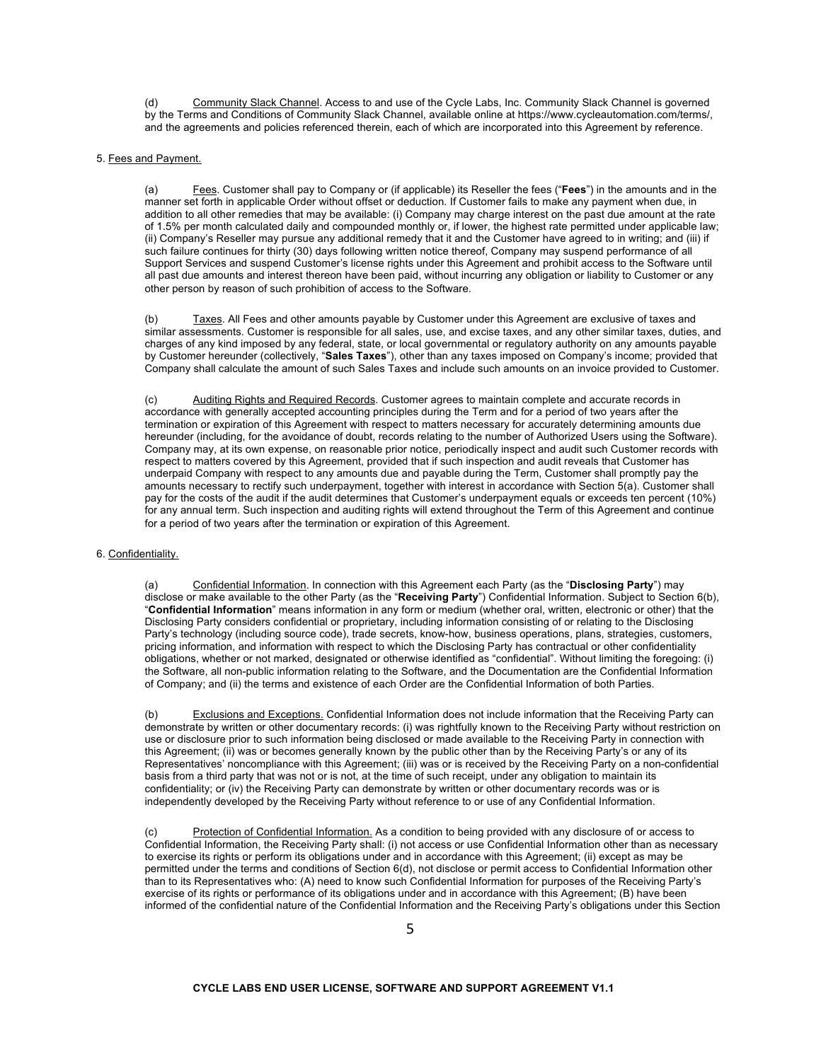(d) Community Slack Channel. Access to and use of the Cycle Labs, Inc. Community Slack Channel is governed by the Terms and Conditions of Community Slack Channel, available online at https://www.cycleautomation.com/terms/, and the agreements and policies referenced therein, each of which are incorporated into this Agreement by reference.

5. Fees and Payment.

(a) Fees. Customer shall pay to Company or (if applicable) its Reseller the fees ("**Fees**") in the amounts and in the manner set forth in applicable Order without offset or deduction. If Customer fails to make any payment when due, in addition to all other remedies that may be available: (i) Company may charge interest on the past due amount at the rate of 1.5% per month calculated daily and compounded monthly or, if lower, the highest rate permitted under applicable law; (ii) Company's Reseller may pursue any additional remedy that it and the Customer have agreed to in writing; and (iii) if such failure continues for thirty (30) days following written notice thereof, Company may suspend performance of all Support Services and suspend Customer's license rights under this Agreement and prohibit access to the Software until all past due amounts and interest thereon have been paid, without incurring any obligation or liability to Customer or any other person by reason of such prohibition of access to the Software.

(b) Taxes. All Fees and other amounts payable by Customer under this Agreement are exclusive of taxes and similar assessments. Customer is responsible for all sales, use, and excise taxes, and any other similar taxes, duties, and charges of any kind imposed by any federal, state, or local governmental or regulatory authority on any amounts payable by Customer hereunder (collectively, "**Sales Taxes**"), other than any taxes imposed on Company's income; provided that Company shall calculate the amount of such Sales Taxes and include such amounts on an invoice provided to Customer.

(c) Auditing Rights and Required Records. Customer agrees to maintain complete and accurate records in accordance with generally accepted accounting principles during the Term and for a period of two years after the termination or expiration of this Agreement with respect to matters necessary for accurately determining amounts due hereunder (including, for the avoidance of doubt, records relating to the number of Authorized Users using the Software). Company may, at its own expense, on reasonable prior notice, periodically inspect and audit such Customer records with respect to matters covered by this Agreement, provided that if such inspection and audit reveals that Customer has underpaid Company with respect to any amounts due and payable during the Term, Customer shall promptly pay the amounts necessary to rectify such underpayment, together with interest in accordance with Section 5(a). Customer shall pay for the costs of the audit if the audit determines that Customer's underpayment equals or exceeds ten percent (10%) for any annual term. Such inspection and auditing rights will extend throughout the Term of this Agreement and continue for a period of two years after the termination or expiration of this Agreement.

6. Confidentiality.

(a) Confidential Information. In connection with this Agreement each Party (as the "**Disclosing Party**") may disclose or make available to the other Party (as the "**Receiving Party**") Confidential Information. Subject to Section 6(b), "**Confidential Information**" means information in any form or medium (whether oral, written, electronic or other) that the Disclosing Party considers confidential or proprietary, including information consisting of or relating to the Disclosing Party's technology (including source code), trade secrets, know-how, business operations, plans, strategies, customers, pricing information, and information with respect to which the Disclosing Party has contractual or other confidentiality obligations, whether or not marked, designated or otherwise identified as "confidential". Without limiting the foregoing: (i) the Software, all non-public information relating to the Software, and the Documentation are the Confidential Information of Company; and (ii) the terms and existence of each Order are the Confidential Information of both Parties.

(b) Exclusions and Exceptions. Confidential Information does not include information that the Receiving Party can demonstrate by written or other documentary records: (i) was rightfully known to the Receiving Party without restriction on use or disclosure prior to such information being disclosed or made available to the Receiving Party in connection with this Agreement; (ii) was or becomes generally known by the public other than by the Receiving Party's or any of its Representatives' noncompliance with this Agreement; (iii) was or is received by the Receiving Party on a non-confidential basis from a third party that was not or is not, at the time of such receipt, under any obligation to maintain its confidentiality; or (iv) the Receiving Party can demonstrate by written or other documentary records was or is independently developed by the Receiving Party without reference to or use of any Confidential Information.

(c) Protection of Confidential Information. As a condition to being provided with any disclosure of or access to Confidential Information, the Receiving Party shall: (i) not access or use Confidential Information other than as necessary to exercise its rights or perform its obligations under and in accordance with this Agreement; (ii) except as may be permitted under the terms and conditions of Section 6(d), not disclose or permit access to Confidential Information other than to its Representatives who: (A) need to know such Confidential Information for purposes of the Receiving Party's exercise of its rights or performance of its obligations under and in accordance with this Agreement; (B) have been informed of the confidential nature of the Confidential Information and the Receiving Party's obligations under this Section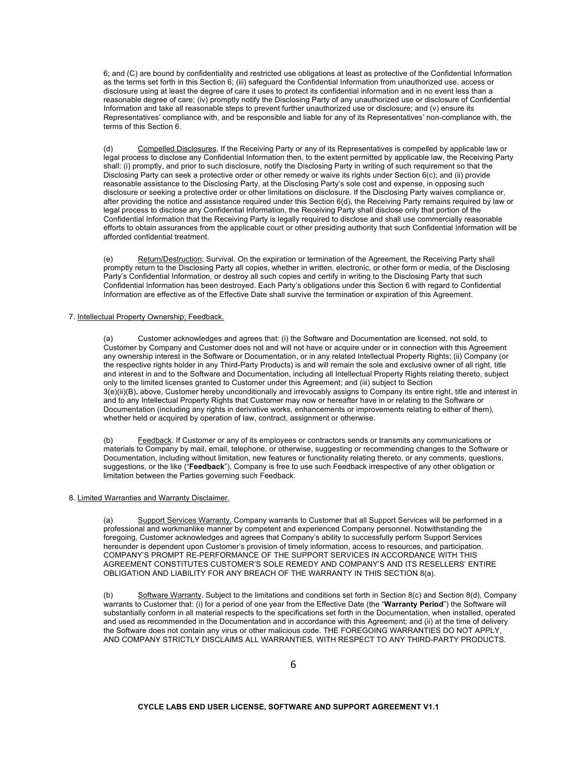6; and (C) are bound by confidentiality and restricted use obligations at least as protective of the Confidential Information as the terms set forth in this Section 6; (iii) safeguard the Confidential Information from unauthorized use, access or disclosure using at least the degree of care it uses to protect its confidential information and in no event less than a reasonable degree of care; (iv) promptly notify the Disclosing Party of any unauthorized use or disclosure of Confidential Information and take all reasonable steps to prevent further unauthorized use or disclosure; and (v) ensure its Representatives' compliance with, and be responsible and liable for any of its Representatives' non-compliance with, the terms of this Section 6.

(d) Compelled Disclosures. If the Receiving Party or any of its Representatives is compelled by applicable law or legal process to disclose any Confidential Information then, to the extent permitted by applicable law, the Receiving Party shall: (i) promptly, and prior to such disclosure, notify the Disclosing Party in writing of such requirement so that the Disclosing Party can seek a protective order or other remedy or waive its rights under Section 6(c); and (ii) provide reasonable assistance to the Disclosing Party, at the Disclosing Party's sole cost and expense, in opposing such disclosure or seeking a protective order or other limitations on disclosure. If the Disclosing Party waives compliance or, after providing the notice and assistance required under this Section 6(d), the Receiving Party remains required by law or legal process to disclose any Confidential Information, the Receiving Party shall disclose only that portion of the Confidential Information that the Receiving Party is legally required to disclose and shall use commercially reasonable efforts to obtain assurances from the applicable court or other presiding authority that such Confidential Information will be afforded confidential treatment.

(e) Return/Destruction; Survival. On the expiration or termination of the Agreement, the Receiving Party shall promptly return to the Disclosing Party all copies, whether in written, electronic, or other form or media, of the Disclosing Party's Confidential Information, or destroy all such copies and certify in writing to the Disclosing Party that such Confidential Information has been destroyed. Each Party's obligations under this Section 6 with regard to Confidential Information are effective as of the Effective Date shall survive the termination or expiration of this Agreement.

7. Intellectual Property Ownership; Feedback.

(a) Customer acknowledges and agrees that: (i) the Software and Documentation are licensed, not sold, to Customer by Company and Customer does not and will not have or acquire under or in connection with this Agreement any ownership interest in the Software or Documentation, or in any related Intellectual Property Rights; (ii) Company (or the respective rights holder in any Third-Party Products) is and will remain the sole and exclusive owner of all right, title and interest in and to the Software and Documentation, including all Intellectual Property Rights relating thereto, subject only to the limited licenses granted to Customer under this Agreement; and (iii) subject to Section 3(e)(ii)(B). above, Customer hereby unconditionally and irrevocably assigns to Company its entire right, title and interest in and to any Intellectual Property Rights that Customer may now or hereafter have in or relating to the Software or Documentation (including any rights in derivative works, enhancements or improvements relating to either of them), whether held or acquired by operation of law, contract, assignment or otherwise.

(b) Feedback. If Customer or any of its employees or contractors sends or transmits any communications or materials to Company by mail, email, telephone, or otherwise, suggesting or recommending changes to the Software or Documentation, including without limitation, new features or functionality relating thereto, or any comments, questions, suggestions, or the like ("**Feedback**"), Company is free to use such Feedback irrespective of any other obligation or limitation between the Parties governing such Feedback.

8. Limited Warranties and Warranty Disclaimer.

(a) Support Services Warranty. Company warrants to Customer that all Support Services will be performed in a professional and workmanlike manner by competent and experienced Company personnel. Notwithstanding the foregoing, Customer acknowledges and agrees that Company's ability to successfully perform Support Services hereunder is dependent upon Customer's provision of timely information, access to resources, and participation. COMPANY'S PROMPT RE-PERFORMANCE OF THE SUPPORT SERVICES IN ACCORDANCE WITH THIS AGREEMENT CONSTITUTES CUSTOMER'S SOLE REMEDY AND COMPANY'S AND ITS RESELLERS' ENTIRE OBLIGATION AND LIABILITY FOR ANY BREACH OF THE WARRANTY IN THIS SECTION 8(a).

(b) Software Warranty. Subject to the limitations and conditions set forth in Section 8(c) and Section 8(d), Company warrants to Customer that: (i) for a period of one year from the Effective Date (the "**Warranty Period**") the Software will substantially conform in all material respects to the specifications set forth in the Documentation, when installed, operated and used as recommended in the Documentation and in accordance with this Agreement; and (ii) at the time of delivery the Software does not contain any virus or other malicious code. THE FOREGOING WARRANTIES DO NOT APPLY, AND COMPANY STRICTLY DISCLAIMS ALL WARRANTIES, WITH RESPECT TO ANY THIRD-PARTY PRODUCTS.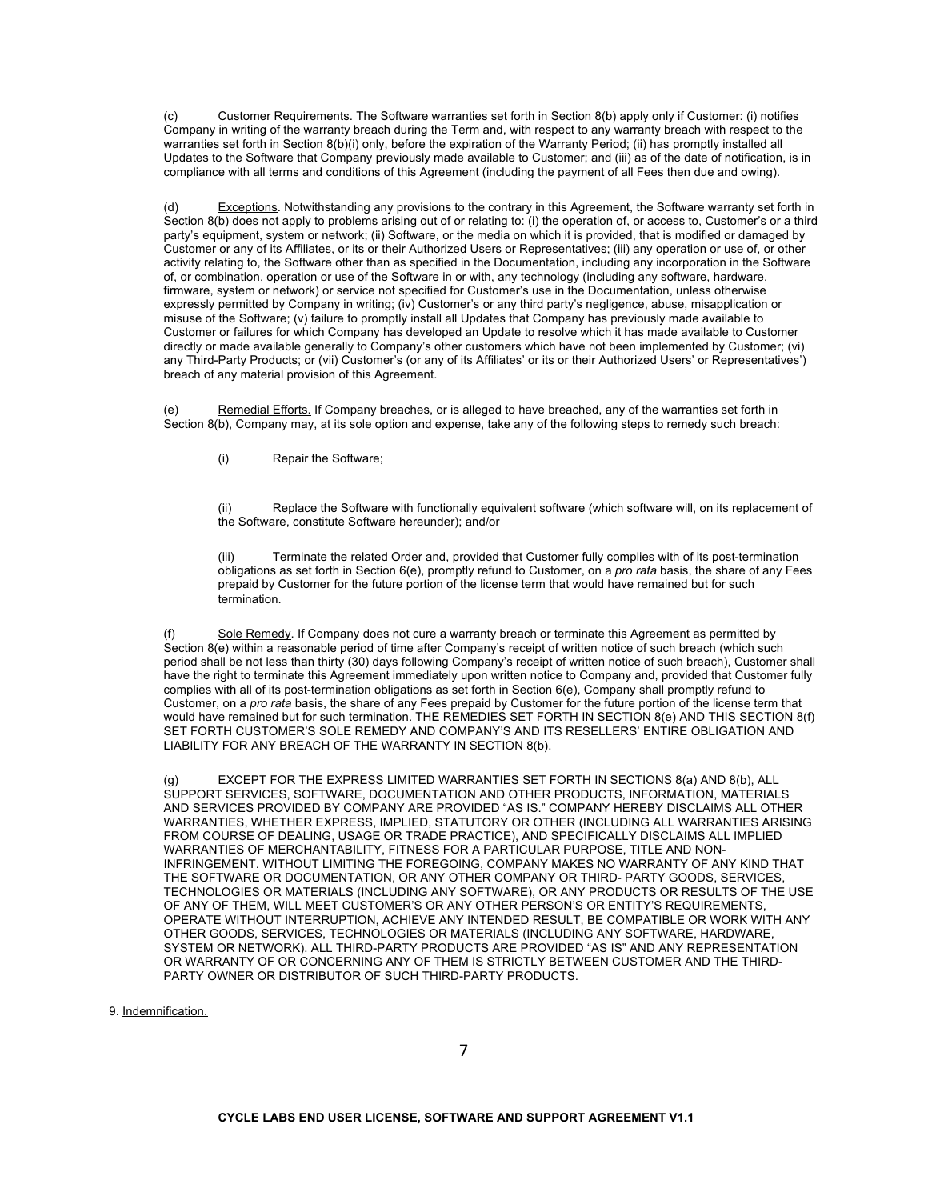(c) Customer Requirements. The Software warranties set forth in Section 8(b) apply only if Customer: (i) notifies Company in writing of the warranty breach during the Term and, with respect to any warranty breach with respect to the warranties set forth in Section 8(b)(i) only, before the expiration of the Warranty Period; (ii) has promptly installed all Updates to the Software that Company previously made available to Customer; and (iii) as of the date of notification, is in compliance with all terms and conditions of this Agreement (including the payment of all Fees then due and owing).

(d) Exceptions. Notwithstanding any provisions to the contrary in this Agreement, the Software warranty set forth in Section 8(b) does not apply to problems arising out of or relating to: (i) the operation of, or access to, Customer's or a third party's equipment, system or network; (ii) Software, or the media on which it is provided, that is modified or damaged by Customer or any of its Affiliates, or its or their Authorized Users or Representatives; (iii) any operation or use of, or other activity relating to, the Software other than as specified in the Documentation, including any incorporation in the Software of, or combination, operation or use of the Software in or with, any technology (including any software, hardware, firmware, system or network) or service not specified for Customer's use in the Documentation, unless otherwise expressly permitted by Company in writing; (iv) Customer's or any third party's negligence, abuse, misapplication or misuse of the Software; (v) failure to promptly install all Updates that Company has previously made available to Customer or failures for which Company has developed an Update to resolve which it has made available to Customer directly or made available generally to Company's other customers which have not been implemented by Customer; (vi) any Third-Party Products; or (vii) Customer's (or any of its Affiliates' or its or their Authorized Users' or Representatives') breach of any material provision of this Agreement.

(e) Remedial Efforts. If Company breaches, or is alleged to have breached, any of the warranties set forth in Section 8(b), Company may, at its sole option and expense, take any of the following steps to remedy such breach:

(i) Repair the Software;

(ii) Replace the Software with functionally equivalent software (which software will, on its replacement of the Software, constitute Software hereunder); and/or

(iii) Terminate the related Order and, provided that Customer fully complies with of its post-termination obligations as set forth in Section 6(e), promptly refund to Customer, on a *pro rata* basis, the share of any Fees prepaid by Customer for the future portion of the license term that would have remained but for such termination.

(f) Sole Remedy. If Company does not cure a warranty breach or terminate this Agreement as permitted by Section 8(e) within a reasonable period of time after Company's receipt of written notice of such breach (which such period shall be not less than thirty (30) days following Company's receipt of written notice of such breach), Customer shall have the right to terminate this Agreement immediately upon written notice to Company and, provided that Customer fully complies with all of its post-termination obligations as set forth in Section 6(e), Company shall promptly refund to Customer, on a *pro rata* basis, the share of any Fees prepaid by Customer for the future portion of the license term that would have remained but for such termination. THE REMEDIES SET FORTH IN SECTION 8(e) AND THIS SECTION 8(f) SET FORTH CUSTOMER'S SOLE REMEDY AND COMPANY'S AND ITS RESELLERS' ENTIRE OBLIGATION AND LIABILITY FOR ANY BREACH OF THE WARRANTY IN SECTION 8(b).

(g) EXCEPT FOR THE EXPRESS LIMITED WARRANTIES SET FORTH IN SECTIONS 8(a) AND 8(b), ALL SUPPORT SERVICES, SOFTWARE, DOCUMENTATION AND OTHER PRODUCTS, INFORMATION, MATERIALS AND SERVICES PROVIDED BY COMPANY ARE PROVIDED "AS IS." COMPANY HEREBY DISCLAIMS ALL OTHER WARRANTIES, WHETHER EXPRESS, IMPLIED, STATUTORY OR OTHER (INCLUDING ALL WARRANTIES ARISING FROM COURSE OF DEALING, USAGE OR TRADE PRACTICE), AND SPECIFICALLY DISCLAIMS ALL IMPLIED WARRANTIES OF MERCHANTABILITY, FITNESS FOR A PARTICULAR PURPOSE, TITLE AND NON-INFRINGEMENT. WITHOUT LIMITING THE FOREGOING, COMPANY MAKES NO WARRANTY OF ANY KIND THAT THE SOFTWARE OR DOCUMENTATION, OR ANY OTHER COMPANY OR THIRD- PARTY GOODS, SERVICES, TECHNOLOGIES OR MATERIALS (INCLUDING ANY SOFTWARE), OR ANY PRODUCTS OR RESULTS OF THE USE OF ANY OF THEM, WILL MEET CUSTOMER'S OR ANY OTHER PERSON'S OR ENTITY'S REQUIREMENTS, OPERATE WITHOUT INTERRUPTION, ACHIEVE ANY INTENDED RESULT, BE COMPATIBLE OR WORK WITH ANY OTHER GOODS, SERVICES, TECHNOLOGIES OR MATERIALS (INCLUDING ANY SOFTWARE, HARDWARE, SYSTEM OR NETWORK). ALL THIRD-PARTY PRODUCTS ARE PROVIDED "AS IS" AND ANY REPRESENTATION OR WARRANTY OF OR CONCERNING ANY OF THEM IS STRICTLY BETWEEN CUSTOMER AND THE THIRD-PARTY OWNER OR DISTRIBUTOR OF SUCH THIRD-PARTY PRODUCTS.

9. Indemnification.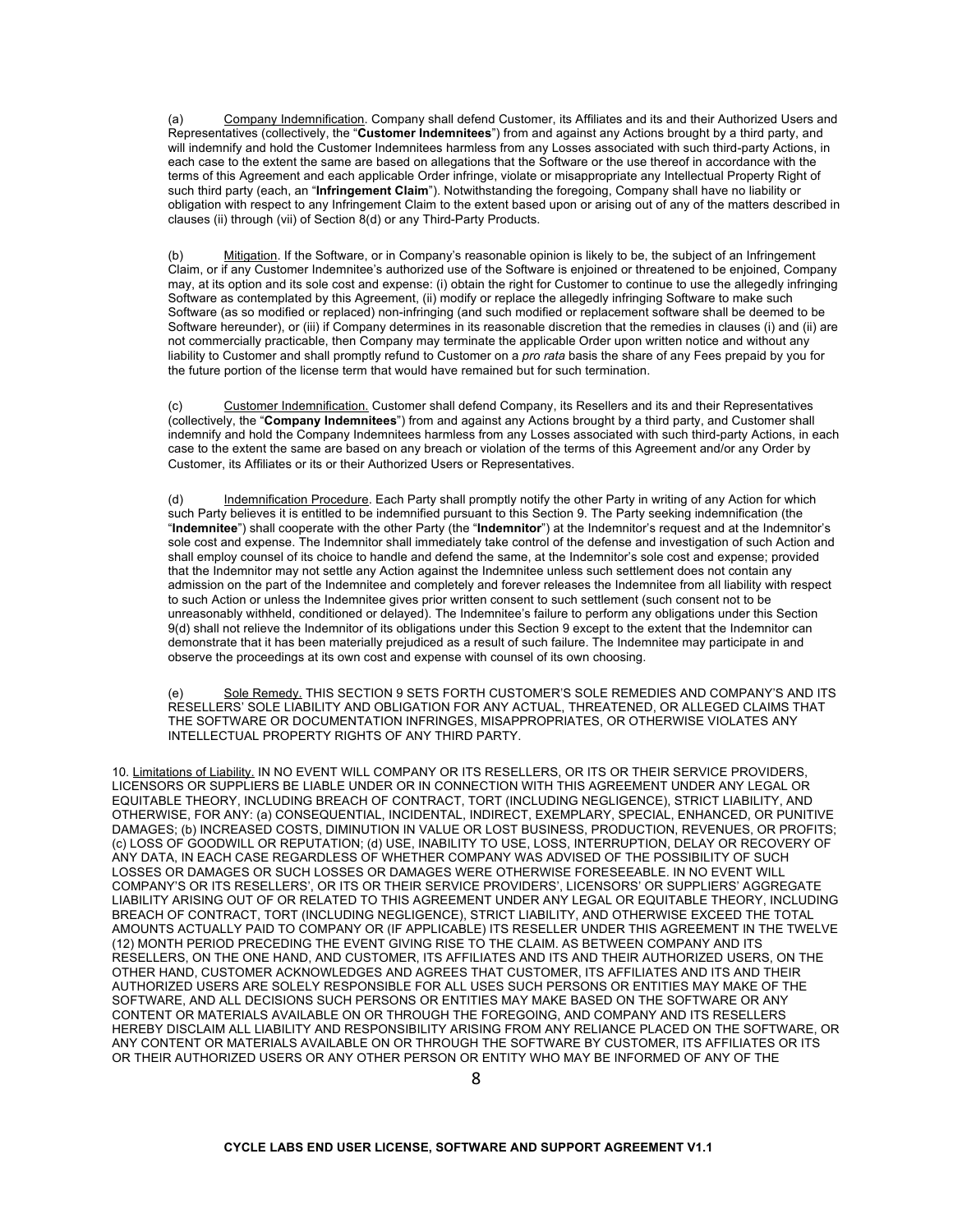(a) Company Indemnification. Company shall defend Customer, its Affiliates and its and their Authorized Users and Representatives (collectively, the "**Customer Indemnitees**") from and against any Actions brought by a third party, and will indemnify and hold the Customer Indemnitees harmless from any Losses associated with such third-party Actions, in each case to the extent the same are based on allegations that the Software or the use thereof in accordance with the terms of this Agreement and each applicable Order infringe, violate or misappropriate any Intellectual Property Right of such third party (each, an "**Infringement Claim**"). Notwithstanding the foregoing, Company shall have no liability or obligation with respect to any Infringement Claim to the extent based upon or arising out of any of the matters described in clauses (ii) through (vii) of Section 8(d) or any Third-Party Products.

(b) Mitigation. If the Software, or in Company's reasonable opinion is likely to be, the subject of an Infringement Claim, or if any Customer Indemnitee's authorized use of the Software is enjoined or threatened to be enjoined, Company may, at its option and its sole cost and expense: (i) obtain the right for Customer to continue to use the allegedly infringing Software as contemplated by this Agreement, (ii) modify or replace the allegedly infringing Software to make such Software (as so modified or replaced) non-infringing (and such modified or replacement software shall be deemed to be Software hereunder), or (iii) if Company determines in its reasonable discretion that the remedies in clauses (i) and (ii) are not commercially practicable, then Company may terminate the applicable Order upon written notice and without any liability to Customer and shall promptly refund to Customer on a *pro rata* basis the share of any Fees prepaid by you for the future portion of the license term that would have remained but for such termination.

(c) Customer Indemnification. Customer shall defend Company, its Resellers and its and their Representatives (collectively, the "**Company Indemnitees**") from and against any Actions brought by a third party, and Customer shall indemnify and hold the Company Indemnitees harmless from any Losses associated with such third-party Actions, in each case to the extent the same are based on any breach or violation of the terms of this Agreement and/or any Order by Customer, its Affiliates or its or their Authorized Users or Representatives.

(d) Indemnification Procedure. Each Party shall promptly notify the other Party in writing of any Action for which such Party believes it is entitled to be indemnified pursuant to this Section 9. The Party seeking indemnification (the "**Indemnitee**") shall cooperate with the other Party (the "**Indemnitor**") at the Indemnitor's request and at the Indemnitor's sole cost and expense. The Indemnitor shall immediately take control of the defense and investigation of such Action and shall employ counsel of its choice to handle and defend the same, at the Indemnitor's sole cost and expense; provided that the Indemnitor may not settle any Action against the Indemnitee unless such settlement does not contain any admission on the part of the Indemnitee and completely and forever releases the Indemnitee from all liability with respect to such Action or unless the Indemnitee gives prior written consent to such settlement (such consent not to be unreasonably withheld, conditioned or delayed). The Indemnitee's failure to perform any obligations under this Section 9(d) shall not relieve the Indemnitor of its obligations under this Section 9 except to the extent that the Indemnitor can demonstrate that it has been materially prejudiced as a result of such failure. The Indemnitee may participate in and observe the proceedings at its own cost and expense with counsel of its own choosing.

(e) Sole Remedy. THIS SECTION 9 SETS FORTH CUSTOMER'S SOLE REMEDIES AND COMPANY'S AND ITS RESELLERS' SOLE LIABILITY AND OBLIGATION FOR ANY ACTUAL, THREATENED, OR ALLEGED CLAIMS THAT THE SOFTWARE OR DOCUMENTATION INFRINGES, MISAPPROPRIATES, OR OTHERWISE VIOLATES ANY INTELLECTUAL PROPERTY RIGHTS OF ANY THIRD PARTY.

10. Limitations of Liability. IN NO EVENT WILL COMPANY OR ITS RESELLERS, OR ITS OR THEIR SERVICE PROVIDERS, LICENSORS OR SUPPLIERS BE LIABLE UNDER OR IN CONNECTION WITH THIS AGREEMENT UNDER ANY LEGAL OR EQUITABLE THEORY, INCLUDING BREACH OF CONTRACT, TORT (INCLUDING NEGLIGENCE), STRICT LIABILITY, AND OTHERWISE, FOR ANY: (a) CONSEQUENTIAL, INCIDENTAL, INDIRECT, EXEMPLARY, SPECIAL, ENHANCED, OR PUNITIVE DAMAGES; (b) INCREASED COSTS, DIMINUTION IN VALUE OR LOST BUSINESS, PRODUCTION, REVENUES, OR PROFITS; (c) LOSS OF GOODWILL OR REPUTATION; (d) USE, INABILITY TO USE, LOSS, INTERRUPTION, DELAY OR RECOVERY OF ANY DATA, IN EACH CASE REGARDLESS OF WHETHER COMPANY WAS ADVISED OF THE POSSIBILITY OF SUCH LOSSES OR DAMAGES OR SUCH LOSSES OR DAMAGES WERE OTHERWISE FORESEEABLE. IN NO EVENT WILL COMPANY'S OR ITS RESELLERS', OR ITS OR THEIR SERVICE PROVIDERS', LICENSORS' OR SUPPLIERS' AGGREGATE LIABILITY ARISING OUT OF OR RELATED TO THIS AGREEMENT UNDER ANY LEGAL OR EQUITABLE THEORY, INCLUDING BREACH OF CONTRACT, TORT (INCLUDING NEGLIGENCE), STRICT LIABILITY, AND OTHERWISE EXCEED THE TOTAL AMOUNTS ACTUALLY PAID TO COMPANY OR (IF APPLICABLE) ITS RESELLER UNDER THIS AGREEMENT IN THE TWELVE (12) MONTH PERIOD PRECEDING THE EVENT GIVING RISE TO THE CLAIM. AS BETWEEN COMPANY AND ITS RESELLERS, ON THE ONE HAND, AND CUSTOMER, ITS AFFILIATES AND ITS AND THEIR AUTHORIZED USERS, ON THE OTHER HAND, CUSTOMER ACKNOWLEDGES AND AGREES THAT CUSTOMER, ITS AFFILIATES AND ITS AND THEIR AUTHORIZED USERS ARE SOLELY RESPONSIBLE FOR ALL USES SUCH PERSONS OR ENTITIES MAY MAKE OF THE SOFTWARE, AND ALL DECISIONS SUCH PERSONS OR ENTITIES MAY MAKE BASED ON THE SOFTWARE OR ANY CONTENT OR MATERIALS AVAILABLE ON OR THROUGH THE FOREGOING, AND COMPANY AND ITS RESELLERS HEREBY DISCLAIM ALL LIABILITY AND RESPONSIBILITY ARISING FROM ANY RELIANCE PLACED ON THE SOFTWARE, OR ANY CONTENT OR MATERIALS AVAILABLE ON OR THROUGH THE SOFTWARE BY CUSTOMER, ITS AFFILIATES OR ITS OR THEIR AUTHORIZED USERS OR ANY OTHER PERSON OR ENTITY WHO MAY BE INFORMED OF ANY OF THE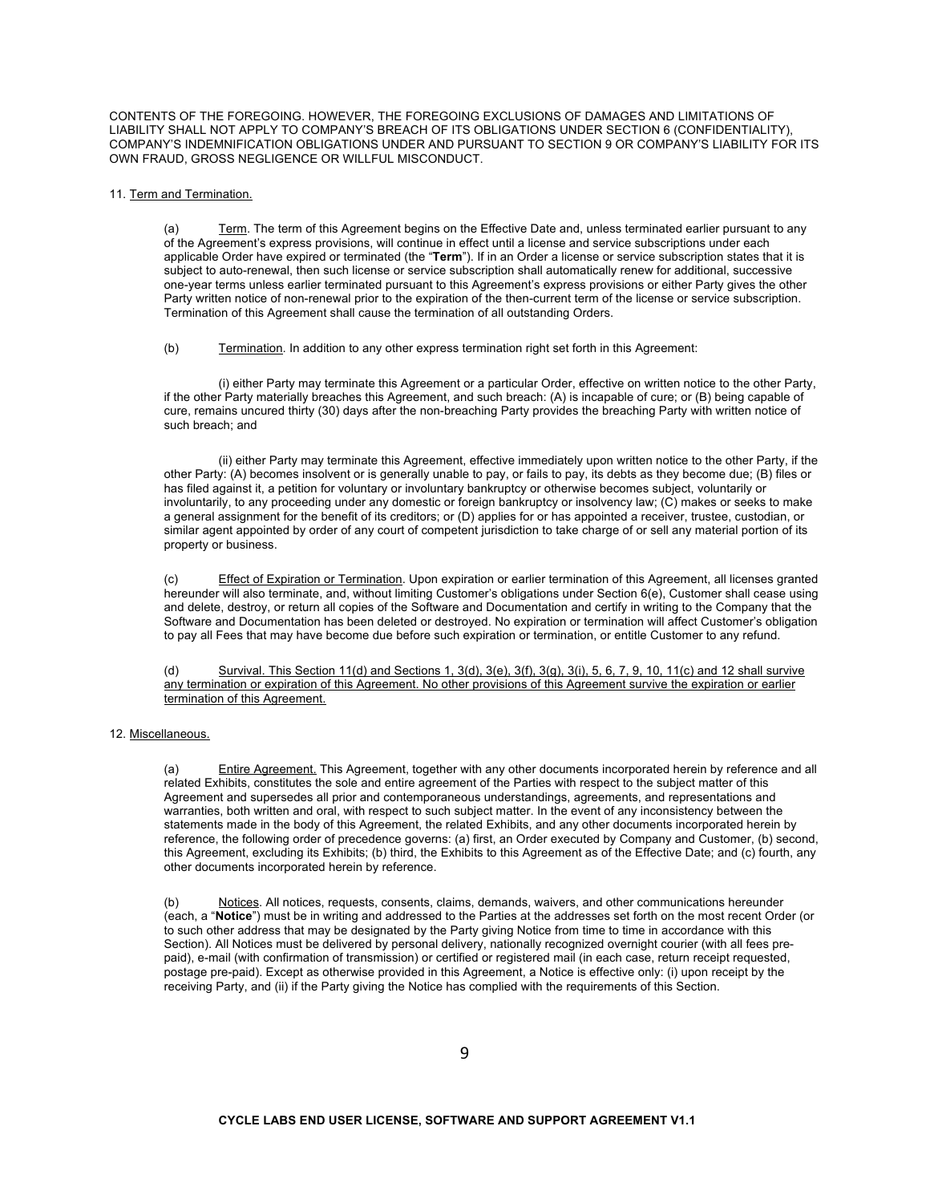CONTENTS OF THE FOREGOING. HOWEVER, THE FOREGOING EXCLUSIONS OF DAMAGES AND LIMITATIONS OF LIABILITY SHALL NOT APPLY TO COMPANY'S BREACH OF ITS OBLIGATIONS UNDER SECTION 6 (CONFIDENTIALITY), COMPANY'S INDEMNIFICATION OBLIGATIONS UNDER AND PURSUANT TO SECTION 9 OR COMPANY'S LIABILITY FOR ITS OWN FRAUD, GROSS NEGLIGENCE OR WILLFUL MISCONDUCT.

11. Term and Termination.

(a) Term. The term of this Agreement begins on the Effective Date and, unless terminated earlier pursuant to any of the Agreement's express provisions, will continue in effect until a license and service subscriptions under each applicable Order have expired or terminated (the "**Term**"). If in an Order a license or service subscription states that it is subject to auto-renewal, then such license or service subscription shall automatically renew for additional, successive one-year terms unless earlier terminated pursuant to this Agreement's express provisions or either Party gives the other Party written notice of non-renewal prior to the expiration of the then-current term of the license or service subscription. Termination of this Agreement shall cause the termination of all outstanding Orders.

(b) Termination. In addition to any other express termination right set forth in this Agreement:

(i) either Party may terminate this Agreement or a particular Order, effective on written notice to the other Party, if the other Party materially breaches this Agreement, and such breach: (A) is incapable of cure; or (B) being capable of cure, remains uncured thirty (30) days after the non-breaching Party provides the breaching Party with written notice of such breach; and

(ii) either Party may terminate this Agreement, effective immediately upon written notice to the other Party, if the other Party: (A) becomes insolvent or is generally unable to pay, or fails to pay, its debts as they become due; (B) files or has filed against it, a petition for voluntary or involuntary bankruptcy or otherwise becomes subject, voluntarily or involuntarily, to any proceeding under any domestic or foreign bankruptcy or insolvency law; (C) makes or seeks to make a general assignment for the benefit of its creditors; or (D) applies for or has appointed a receiver, trustee, custodian, or similar agent appointed by order of any court of competent jurisdiction to take charge of or sell any material portion of its property or business.

(c) Effect of Expiration or Termination. Upon expiration or earlier termination of this Agreement, all licenses granted hereunder will also terminate, and, without limiting Customer's obligations under Section 6(e), Customer shall cease using and delete, destroy, or return all copies of the Software and Documentation and certify in writing to the Company that the Software and Documentation has been deleted or destroyed. No expiration or termination will affect Customer's obligation to pay all Fees that may have become due before such expiration or termination, or entitle Customer to any refund.

(d) Survival. This Section 11(d) and Sections 1, 3(d), 3(e), 3(f), 3(g), 3(i), 5, 6, 7, 9, 10, 11(c) and 12 shall survive any termination or expiration of this Agreement. No other provisions of this Agreement survive the expiration or earlier termination of this Agreement.

12. Miscellaneous.

(a) Entire Agreement. This Agreement, together with any other documents incorporated herein by reference and all related Exhibits, constitutes the sole and entire agreement of the Parties with respect to the subject matter of this Agreement and supersedes all prior and contemporaneous understandings, agreements, and representations and warranties, both written and oral, with respect to such subject matter. In the event of any inconsistency between the statements made in the body of this Agreement, the related Exhibits, and any other documents incorporated herein by reference, the following order of precedence governs: (a) first, an Order executed by Company and Customer, (b) second, this Agreement, excluding its Exhibits; (b) third, the Exhibits to this Agreement as of the Effective Date; and (c) fourth, any other documents incorporated herein by reference.

(b) Notices. All notices, requests, consents, claims, demands, waivers, and other communications hereunder (each, a "**Notice**") must be in writing and addressed to the Parties at the addresses set forth on the most recent Order (or to such other address that may be designated by the Party giving Notice from time to time in accordance with this Section). All Notices must be delivered by personal delivery, nationally recognized overnight courier (with all fees pre-paid), e-mail (with confirmation of transmission) or certified or registered mail (in each case, return receipt requested, postage pre-paid). Except as otherwise provided in this Agreement, a Notice is effective only: (i) upon receipt by the receiving Party, and (ii) if the Party giving the Notice has complied with the requirements of this Section.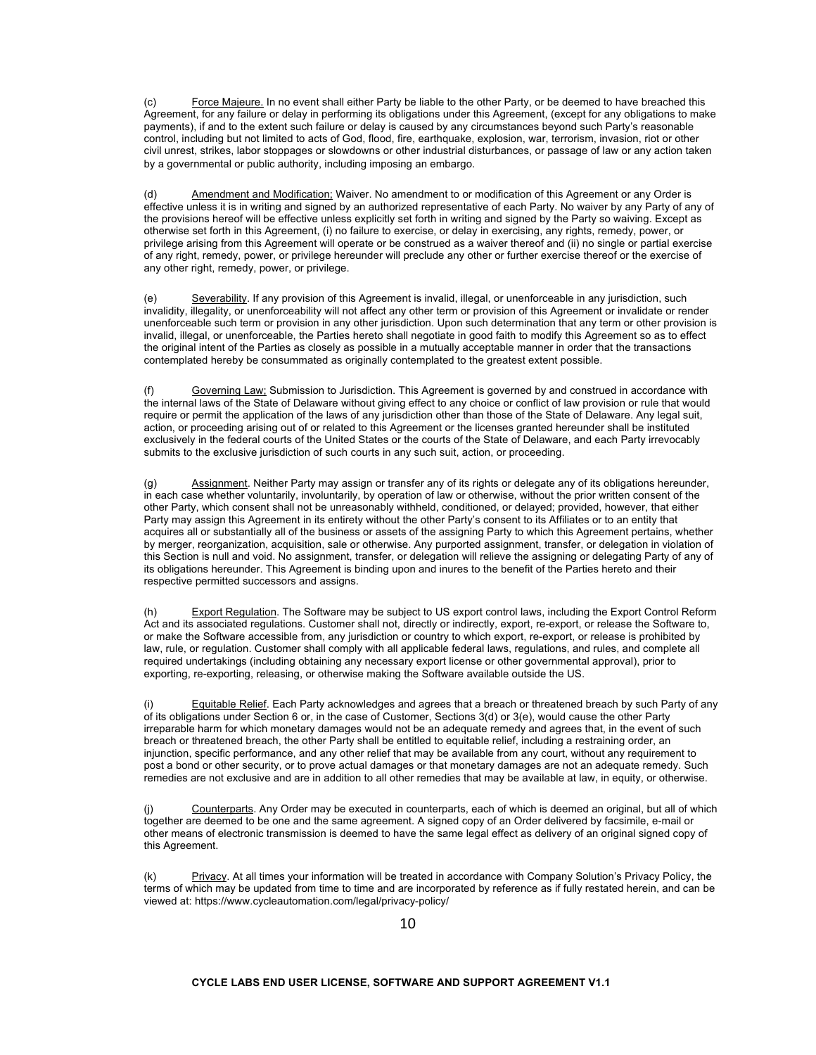(c) Force Majeure. In no event shall either Party be liable to the other Party, or be deemed to have breached this Agreement, for any failure or delay in performing its obligations under this Agreement, (except for any obligations to make payments), if and to the extent such failure or delay is caused by any circumstances beyond such Party's reasonable control, including but not limited to acts of God, flood, fire, earthquake, explosion, war, terrorism, invasion, riot or other civil unrest, strikes, labor stoppages or slowdowns or other industrial disturbances, or passage of law or any action taken by a governmental or public authority, including imposing an embargo.

(d) Amendment and Modification; Waiver. No amendment to or modification of this Agreement or any Order is effective unless it is in writing and signed by an authorized representative of each Party. No waiver by any Party of any of the provisions hereof will be effective unless explicitly set forth in writing and signed by the Party so waiving. Except as otherwise set forth in this Agreement, (i) no failure to exercise, or delay in exercising, any rights, remedy, power, or privilege arising from this Agreement will operate or be construed as a waiver thereof and (ii) no single or partial exercise of any right, remedy, power, or privilege hereunder will preclude any other or further exercise thereof or the exercise of any other right, remedy, power, or privilege.

(e) Severability. If any provision of this Agreement is invalid, illegal, or unenforceable in any jurisdiction, such invalidity, illegality, or unenforceability will not affect any other term or provision of this Agreement or invalidate or render unenforceable such term or provision in any other jurisdiction. Upon such determination that any term or other provision is invalid, illegal, or unenforceable, the Parties hereto shall negotiate in good faith to modify this Agreement so as to effect the original intent of the Parties as closely as possible in a mutually acceptable manner in order that the transactions contemplated hereby be consummated as originally contemplated to the greatest extent possible.

(f) Governing Law; Submission to Jurisdiction. This Agreement is governed by and construed in accordance with the internal laws of the State of Delaware without giving effect to any choice or conflict of law provision or rule that would require or permit the application of the laws of any jurisdiction other than those of the State of Delaware. Any legal suit, action, or proceeding arising out of or related to this Agreement or the licenses granted hereunder shall be instituted exclusively in the federal courts of the United States or the courts of the State of Delaware, and each Party irrevocably submits to the exclusive jurisdiction of such courts in any such suit, action, or proceeding.

(g) Assignment. Neither Party may assign or transfer any of its rights or delegate any of its obligations hereunder, in each case whether voluntarily, involuntarily, by operation of law or otherwise, without the prior written consent of the other Party, which consent shall not be unreasonably withheld, conditioned, or delayed; provided, however, that either Party may assign this Agreement in its entirety without the other Party's consent to its Affiliates or to an entity that acquires all or substantially all of the business or assets of the assigning Party to which this Agreement pertains, whether by merger, reorganization, acquisition, sale or otherwise. Any purported assignment, transfer, or delegation in violation of this Section is null and void. No assignment, transfer, or delegation will relieve the assigning or delegating Party of any of its obligations hereunder. This Agreement is binding upon and inures to the benefit of the Parties hereto and their respective permitted successors and assigns.

(h) Export Regulation. The Software may be subject to US export control laws, including the Export Control Reform Act and its associated regulations. Customer shall not, directly or indirectly, export, re-export, or release the Software to, or make the Software accessible from, any jurisdiction or country to which export, re-export, or release is prohibited by law, rule, or regulation. Customer shall comply with all applicable federal laws, regulations, and rules, and complete all required undertakings (including obtaining any necessary export license or other governmental approval), prior to exporting, re-exporting, releasing, or otherwise making the Software available outside the US.

(i) Equitable Relief. Each Party acknowledges and agrees that a breach or threatened breach by such Party of any of its obligations under Section 6 or, in the case of Customer, Sections 3(d) or 3(e), would cause the other Party irreparable harm for which monetary damages would not be an adequate remedy and agrees that, in the event of such breach or threatened breach, the other Party shall be entitled to equitable relief, including a restraining order, an injunction, specific performance, and any other relief that may be available from any court, without any requirement to post a bond or other security, or to prove actual damages or that monetary damages are not an adequate remedy. Such remedies are not exclusive and are in addition to all other remedies that may be available at law, in equity, or otherwise.

(j) Counterparts. Any Order may be executed in counterparts, each of which is deemed an original, but all of which together are deemed to be one and the same agreement. A signed copy of an Order delivered by facsimile, e-mail or other means of electronic transmission is deemed to have the same legal effect as delivery of an original signed copy of this Agreement.

(k) Privacy. At all times your information will be treated in accordance with Company Solution's Privacy Policy, the terms of which may be updated from time to time and are incorporated by reference as if fully restated herein, and can be viewed at: https://www.cycleautomation.com/legal/privacy-policy/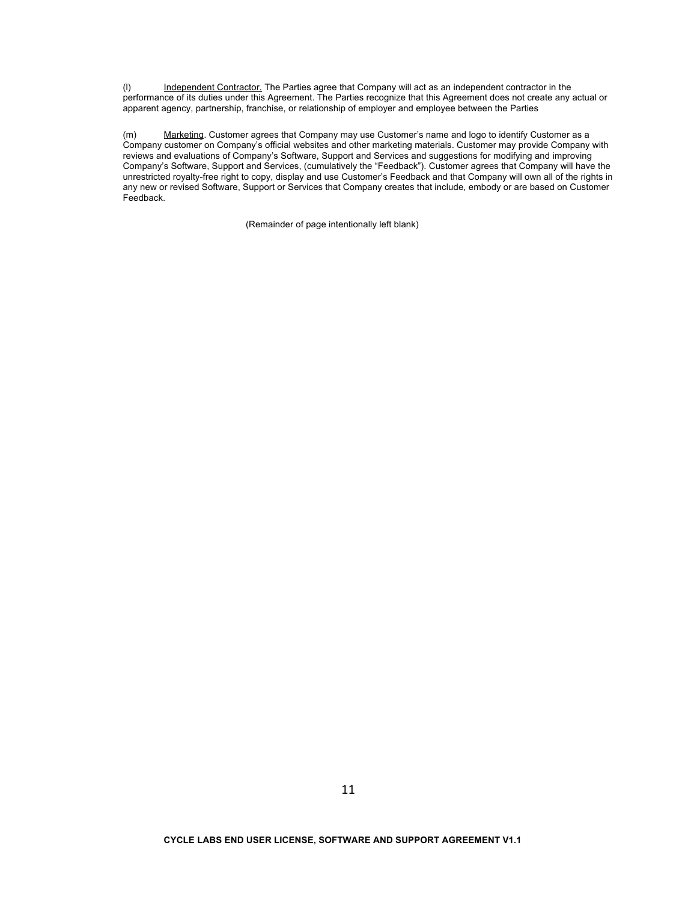(l) Independent Contractor. The Parties agree that Company will act as an independent contractor in the performance of its duties under this Agreement. The Parties recognize that this Agreement does not create any actual or apparent agency, partnership, franchise, or relationship of employer and employee between the Parties

(m) Marketing. Customer agrees that Company may use Customer's name and logo to identify Customer as a Company customer on Company's official websites and other marketing materials. Customer may provide Company with reviews and evaluations of Company's Software, Support and Services and suggestions for modifying and improving Company's Software, Support and Services, (cumulatively the "Feedback"). Customer agrees that Company will have the unrestricted royalty-free right to copy, display and use Customer's Feedback and that Company will own all of the rights in any new or revised Software, Support or Services that Company creates that include, embody or are based on Customer Feedback.

(Remainder of page intentionally left blank)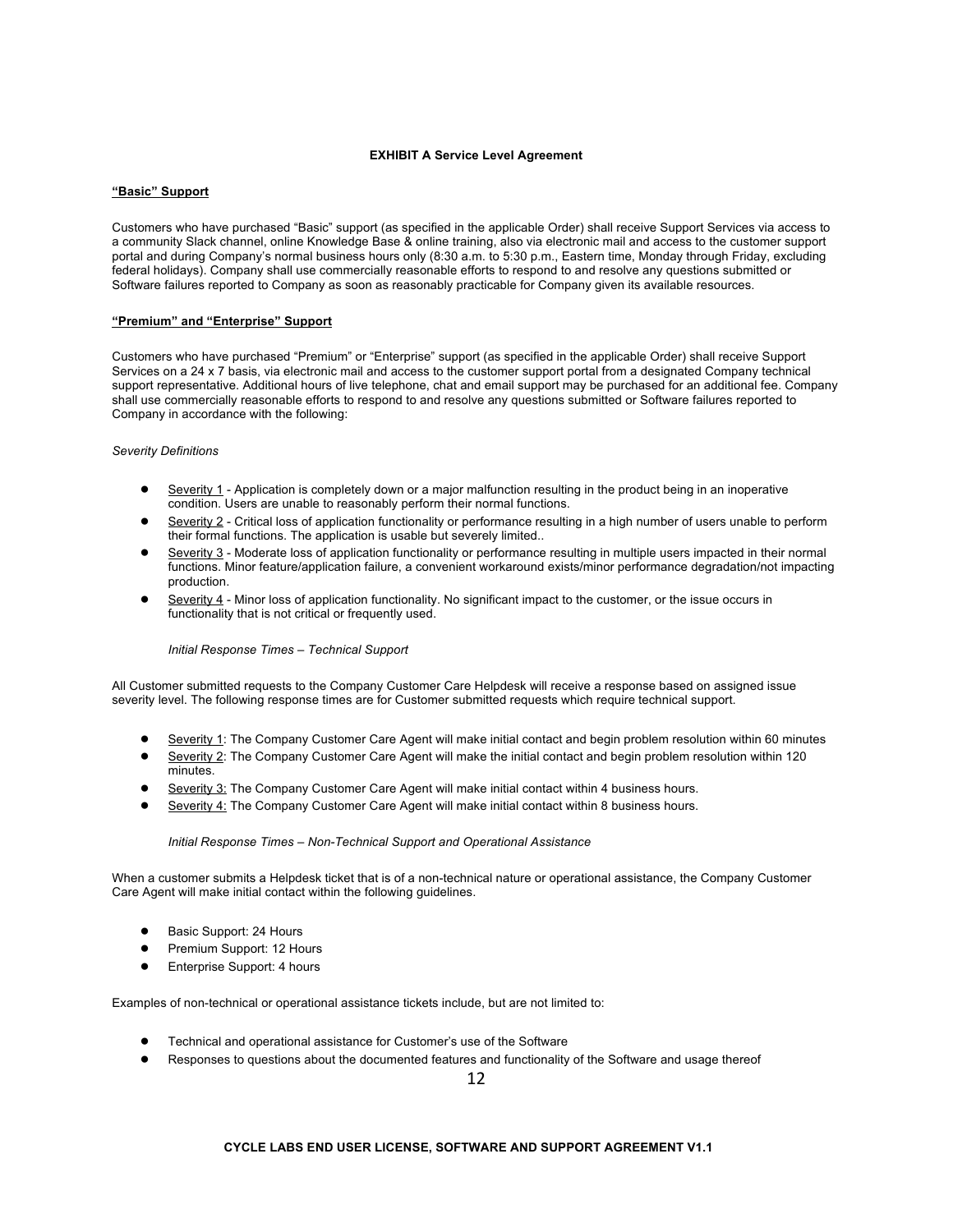**EXHIBIT A Service Level Agreement**

**<u>"Basic" Support</u>**

Customers who have purchased "Basic" support (as specified in the applicable Order) shall receive Support Services via access to a community Slack channel, online Knowledge Base & online training, also via electronic mail and access to the customer support portal and during Company's normal business hours only (8:30 a.m. to 5:30 p.m., Eastern time, Monday through Friday, excluding federal holidays). Company shall use commercially reasonable efforts to respond to and resolve any questions submitted or Software failures reported to Company as soon as reasonably practicable for Company given its available resources.

**<u>"Premium" and "Enterprise" Support</u>**

Customers who have purchased "Premium" or "Enterprise" support (as specified in the applicable Order) shall receive Support Services on a 24 x 7 basis, via electronic mail and access to the customer support portal from a designated Company technical support representative. Additional hours of live telephone, chat and email support may be purchased for an additional fee. Company shall use commercially reasonable efforts to respond to and resolve any questions submitted or Software failures reported to Company in accordance with the following:

*Severity Definitions*

- <u>Severity 1</u> - Application is completely down or a major malfunction resulting in the product being in an inoperative condition. Users are unable to reasonably perform their normal functions.
- <u>Severity 2</u> - Critical loss of application functionality or performance resulting in a high number of users unable to perform their formal functions. The application is usable but severely limited..
- <u>Severity 3</u> - Moderate loss of application functionality or performance resulting in multiple users impacted in their normal functions. Minor feature/application failure, a convenient workaround exists/minor performance degradation/not impacting production.
- <u>Severity 4</u> - Minor loss of application functionality. No significant impact to the customer, or the issue occurs in functionality that is not critical or frequently used.

*Initial Response Times – Technical Support*

All Customer submitted requests to the Company Customer Care Helpdesk will receive a response based on assigned issue severity level. The following response times are for Customer submitted requests which require technical support.

- <u>Severity 1</u>: The Company Customer Care Agent will make initial contact and begin problem resolution within 60 minutes
- <u>Severity 2</u>: The Company Customer Care Agent will make the initial contact and begin problem resolution within 120 minutes.
- <u>Severity 3:</u> The Company Customer Care Agent will make initial contact within 4 business hours.
- <u>Severity 4:</u> The Company Customer Care Agent will make initial contact within 8 business hours.

*Initial Response Times – Non-Technical Support and Operational Assistance*

When a customer submits a Helpdesk ticket that is of a non-technical nature or operational assistance, the Company Customer Care Agent will make initial contact within the following guidelines.

- Basic Support: 24 Hours
- Premium Support: 12 Hours
- Enterprise Support: 4 hours

Examples of non-technical or operational assistance tickets include, but are not limited to:

- Technical and operational assistance for Customer's use of the Software
- Responses to questions about the documented features and functionality of the Software and usage thereof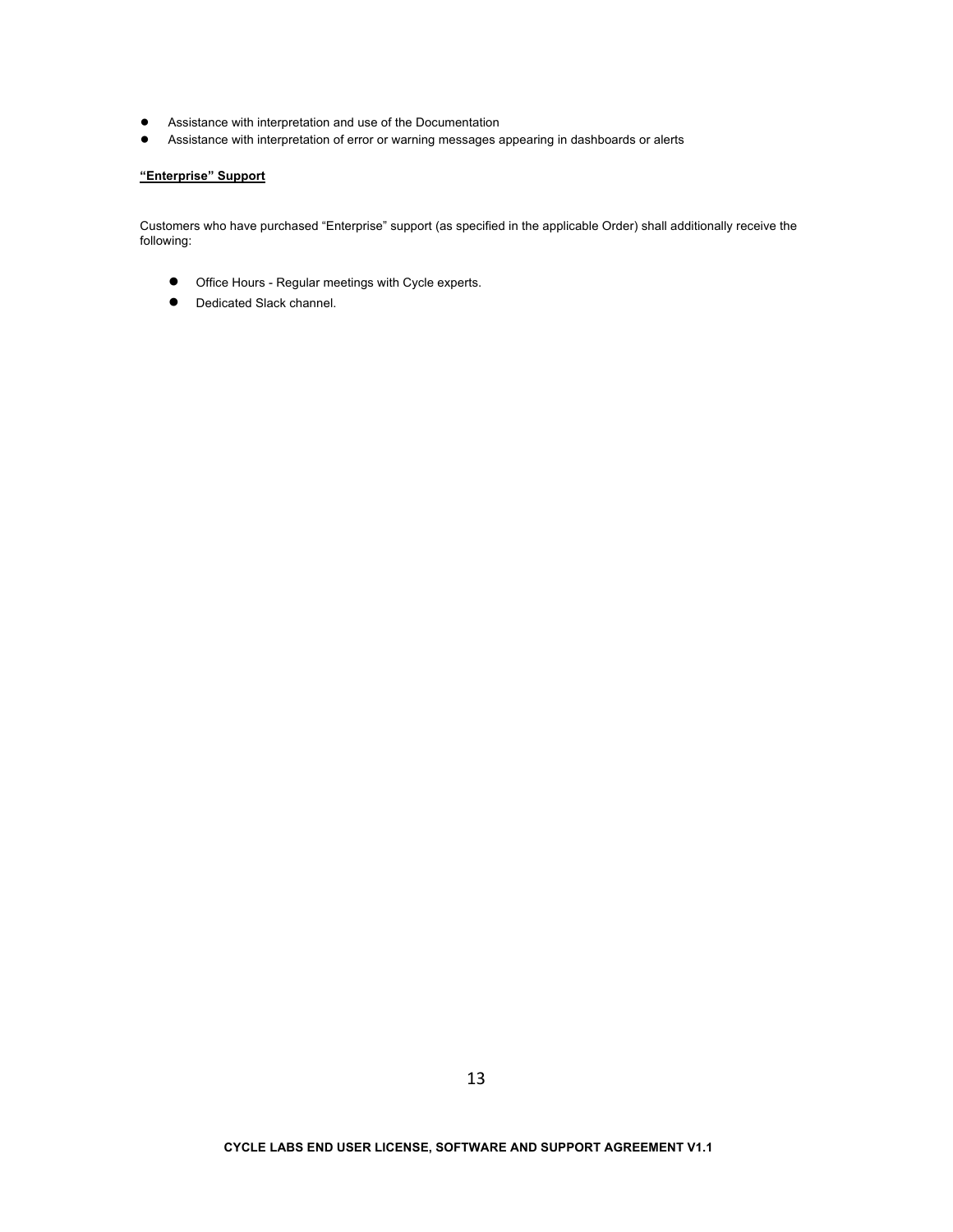- Assistance with interpretation and use of the Documentation
- Assistance with interpretation of error or warning messages appearing in dashboards or alerts

**“Enterprise” Support**

Customers who have purchased “Enterprise” support (as specified in the applicable Order) shall additionally receive the following:

- Office Hours - Regular meetings with Cycle experts.
- Dedicated Slack channel.